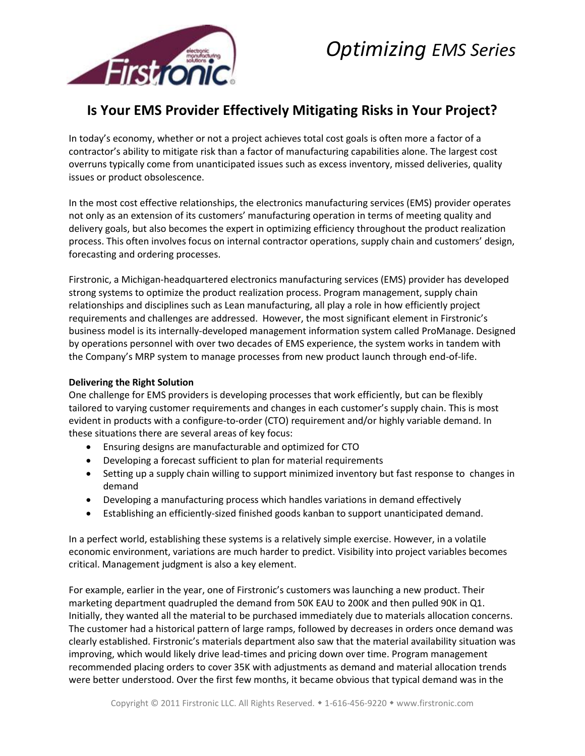*Optimizing EMS Series*

## Is Your EMS Provider Effectively Mitigating Risks in Your Project?

In today's economy, whether or not a project achieves total cost goals is often more a factor of a contractor's ability to mitigate risk than a factor of manufacturing capabilities alone. The largest cost overruns typically come from unanticipated issues such as excess inventory, missed deliveries, quality issues or product obsolescence.

In the most cost effective relationships, the electronics manufacturing services (EMS) provider operates not only as an extension of its customers' manufacturing operation in terms of meeting quality and delivery goals, but also becomes the expert in optimizing efficiency throughout the product realization process. This often involves focus on internal contractor operations, supply chain and customers' design, forecasting and ordering processes.

Firstronic, a Michigan-headquartered electronics manufacturing services (EMS) provider has developed strong systems to optimize the product realization process. Program management, supply chain relationships and disciplines such as Lean manufacturing, all play a role in how efficiently project requirements and challenges are addressed. However, the most significant element in Firstronic's business model is its internally-developed management information system called ProManage. Designed by operations personnel with over two decades of EMS experience, the system works in tandem with the Company's MRP system to manage processes from new product launch through end-of-life.

**Delivering the Right Solution**

One challenge for EMS providers is developing processes that work efficiently, but can be flexibly tailored to varying customer requirements and changes in each customer's supply chain. This is most evident in products with a configure-to-order (CTO) requirement and/or highly variable demand. In these situations there are several areas of key focus:

- Ensuring designs are manufacturable and optimized for CTO
- Developing a forecast sufficient to plan for material requirements
- Setting up a supply chain willing to support minimized inventory but fast response to changes in demand
- Developing a manufacturing process which handles variations in demand effectively
- Establishing an efficiently-sized finished goods kanban to support unanticipated demand.

In a perfect world, establishing these systems is a relatively simple exercise. However, in a volatile economic environment, variations are much harder to predict. Visibility into project variables becomes critical. Management judgment is also a key element.

For example, earlier in the year, one of Firstronic's customers was launching a new product. Their marketing department quadrupled the demand from 50K EAU to 200K and then pulled 90K in Q1. Initially, they wanted all the material to be purchased immediately due to materials allocation concerns. The customer had a historical pattern of large ramps, followed by decreases in orders once demand was clearly established. Firstronic's materials department also saw that the material availability situation was improving, which would likely drive lead-times and pricing down over time. Program management recommended placing orders to cover 35K with adjustments as demand and material allocation trends were better understood. Over the first few months, it became obvious that typical demand was in the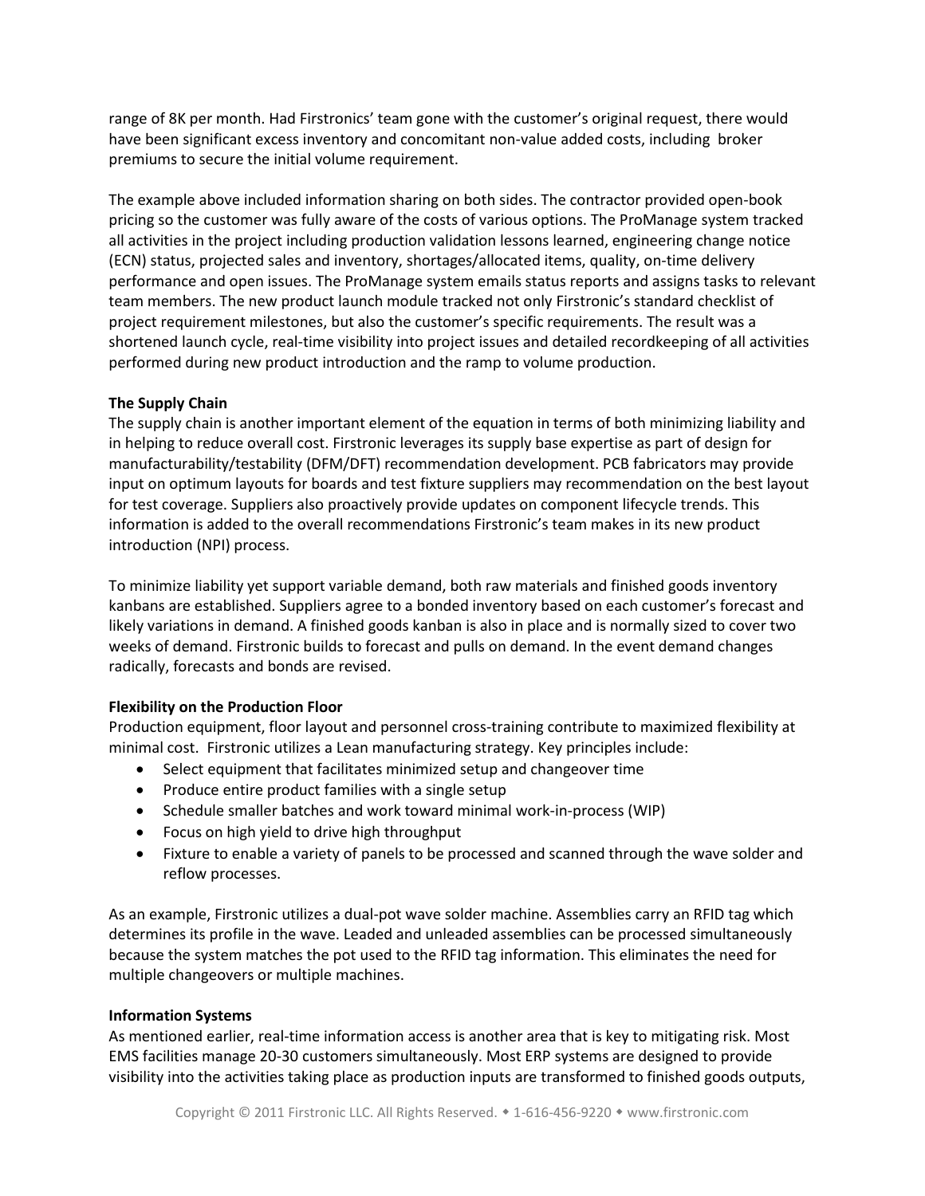range of 8K per month. Had Firstronics' team gone with the customer's original request, there would have been significant excess inventory and concomitant non-value added costs, including broker premiums to secure the initial volume requirement.

The example above included information sharing on both sides. The contractor provided open-book pricing so the customer was fully aware of the costs of various options. The ProManage system tracked all activities in the project including production validation lessons learned, engineering change notice (ECN) status, projected sales and inventory, shortages/allocated items, quality, on-time delivery performance and open issues. The ProManage system emails status reports and assigns tasks to relevant team members. The new product launch module tracked not only Firstronic's standard checklist of project requirement milestones, but also the customer's specific requirements. The result was a shortened launch cycle, real-time visibility into project issues and detailed recordkeeping of all activities performed during new product introduction and the ramp to volume production.

**The Supply Chain**

The supply chain is another important element of the equation in terms of both minimizing liability and in helping to reduce overall cost. Firstronic leverages its supply base expertise as part of design for manufacturability/testability (DFM/DFT) recommendation development. PCB fabricators may provide input on optimum layouts for boards and test fixture suppliers may recommendation on the best layout for test coverage. Suppliers also proactively provide updates on component lifecycle trends. This information is added to the overall recommendations Firstronic's team makes in its new product introduction (NPI) process.

To minimize liability yet support variable demand, both raw materials and finished goods inventory kanbans are established. Suppliers agree to a bonded inventory based on each customer's forecast and likely variations in demand. A finished goods kanban is also in place and is normally sized to cover two weeks of demand. Firstronic builds to forecast and pulls on demand. In the event demand changes radically, forecasts and bonds are revised.

**Flexibility on the Production Floor**

Production equipment, floor layout and personnel cross-training contribute to maximized flexibility at minimal cost. Firstronic utilizes a Lean manufacturing strategy. Key principles include:

- Select equipment that facilitates minimized setup and changeover time
- Produce entire product families with a single setup
- Schedule smaller batches and work toward minimal work-in-process (WIP)
- Focus on high yield to drive high throughput
- Fixture to enable a variety of panels to be processed and scanned through the wave solder and reflow processes.

As an example, Firstronic utilizes a dual-pot wave solder machine. Assemblies carry an RFID tag which determines its profile in the wave. Leaded and unleaded assemblies can be processed simultaneously because the system matches the pot used to the RFID tag information. This eliminates the need for multiple changeovers or multiple machines.

**Information Systems**

As mentioned earlier, real-time information access is another area that is key to mitigating risk. Most EMS facilities manage 20-30 customers simultaneously. Most ERP systems are designed to provide visibility into the activities taking place as production inputs are transformed to finished goods outputs,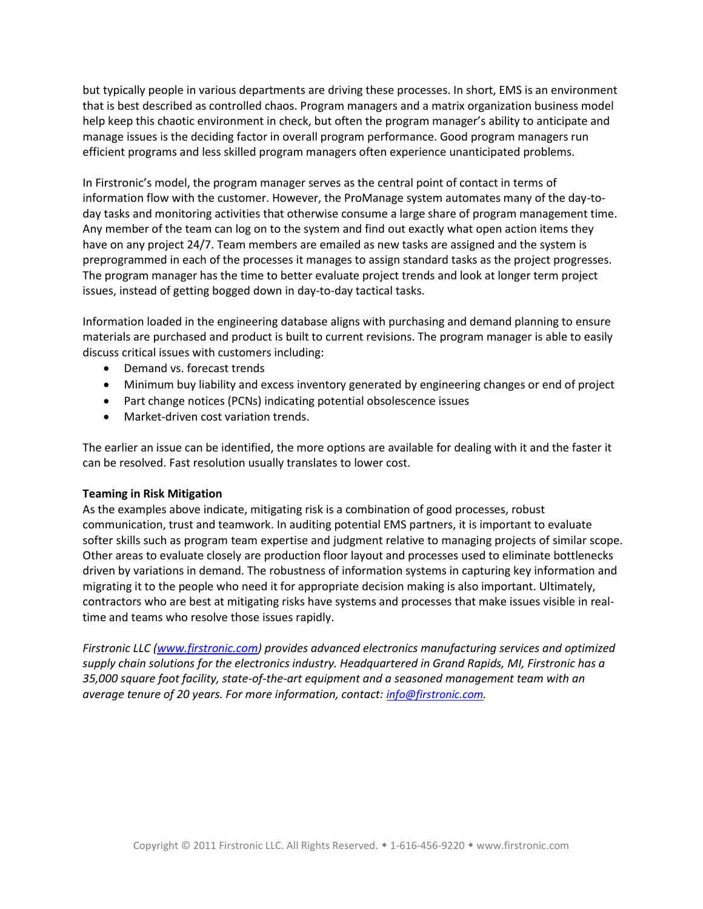but typically people in various departments are driving these processes. In short, EMS is an environment that is best described as controlled chaos. Program managers and a matrix organization business model help keep this chaotic environment in check, but often the program manager's ability to anticipate and manage issues is the deciding factor in overall program performance. Good program managers run efficient programs and less skilled program managers often experience unanticipated problems.

In Firstronic's model, the program manager serves as the central point of contact in terms of information flow with the customer. However, the ProManage system automates many of the day-to-day tasks and monitoring activities that otherwise consume a large share of program management time. Any member of the team can log on to the system and find out exactly what open action items they have on any project 24/7. Team members are emailed as new tasks are assigned and the system is preprogrammed in each of the processes it manages to assign standard tasks as the project progresses. The program manager has the time to better evaluate project trends and look at longer term project issues, instead of getting bogged down in day-to-day tactical tasks.

Information loaded in the engineering database aligns with purchasing and demand planning to ensure materials are purchased and product is built to current revisions. The program manager is able to easily discuss critical issues with customers including:

- Demand vs. forecast trends
- Minimum buy liability and excess inventory generated by engineering changes or end of project
- Part change notices (PCNs) indicating potential obsolescence issues
- Market-driven cost variation trends.

The earlier an issue can be identified, the more options are available for dealing with it and the faster it can be resolved. Fast resolution usually translates to lower cost.

**Teaming in Risk Mitigation**

As the examples above indicate, mitigating risk is a combination of good processes, robust communication, trust and teamwork. In auditing potential EMS partners, it is important to evaluate softer skills such as program team expertise and judgment relative to managing projects of similar scope. Other areas to evaluate closely are production floor layout and processes used to eliminate bottlenecks driven by variations in demand. The robustness of information systems in capturing key information and migrating it to the people who need it for appropriate decision making is also important. Ultimately, contractors who are best at mitigating risks have systems and processes that make issues visible in real-time and teams who resolve those issues rapidly.

*Firstronic LLC ([www.firstronic.com](http://www.firstronic.com)) provides advanced electronics manufacturing services and optimized supply chain solutions for the electronics industry. Headquartered in Grand Rapids, MI, Firstronic has a 35,000 square foot facility, state-of-the-art equipment and a seasoned management team with an average tenure of 20 years. For more information, contact: [info@firstronic.com](mailto:info@firstronic.com).*